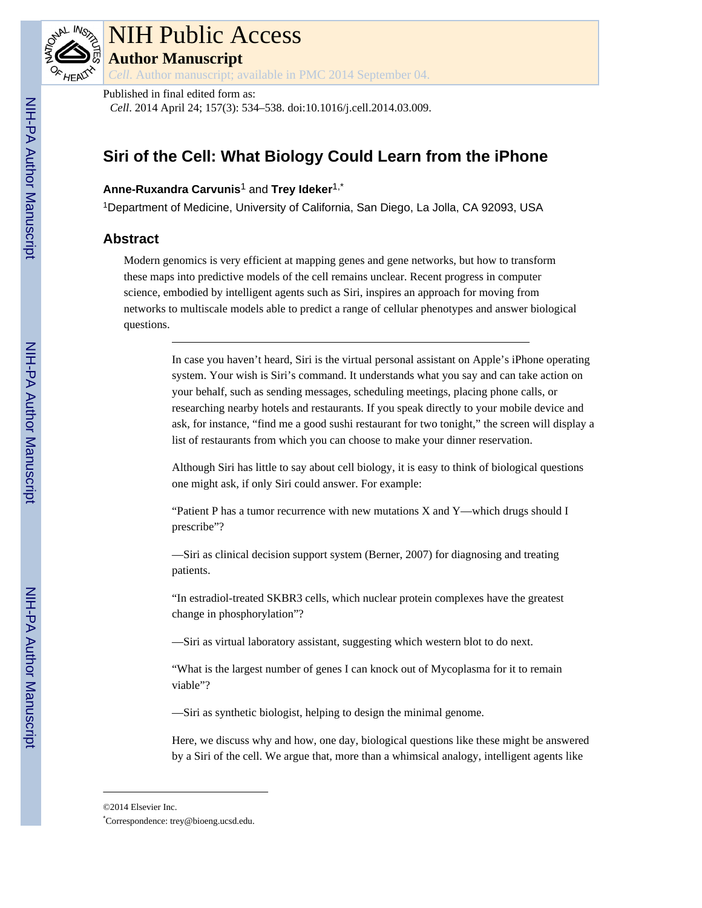# NIH Public Access

## Author Manuscript

*Cell*. Author manuscript; available in PMC 2014 September 04.

Published in final edited form as:

*Cell*. 2014 April 24; 157(3): 534–538. doi:10.1016/j.cell.2014.03.009.

# Siri of the Cell: What Biology Could Learn from the iPhone

**Anne-Ruxandra Carvunis**[1] and **Trey Ideker**[1,*]

[1]Department of Medicine, University of California, San Diego, La Jolla, CA 92093, USA

## Abstract

Modern genomics is very efficient at mapping genes and gene networks, but how to transform these maps into predictive models of the cell remains unclear. Recent progress in computer science, embodied by intelligent agents such as Siri, inspires an approach for moving from networks to multiscale models able to predict a range of cellular phenotypes and answer biological questions.

---

In case you haven't heard, Siri is the virtual personal assistant on Apple's iPhone operating system. Your wish is Siri's command. It understands what you say and can take action on your behalf, such as sending messages, scheduling meetings, placing phone calls, or researching nearby hotels and restaurants. If you speak directly to your mobile device and ask, for instance, "find me a good sushi restaurant for two tonight," the screen will display a list of restaurants from which you can choose to make your dinner reservation.

Although Siri has little to say about cell biology, it is easy to think of biological questions one might ask, if only Siri could answer. For example:

"Patient P has a tumor recurrence with new mutations X and Y—which drugs should I prescribe"?

—Siri as clinical decision support system (Berner, 2007) for diagnosing and treating patients.

"In estradiol-treated SKBR3 cells, which nuclear protein complexes have the greatest change in phosphorylation"?

—Siri as virtual laboratory assistant, suggesting which western blot to do next.

"What is the largest number of genes I can knock out of Mycoplasma for it to remain viable"?

—Siri as synthetic biologist, helping to design the minimal genome.

Here, we discuss why and how, one day, biological questions like these might be answered by a Siri of the cell. We argue that, more than a whimsical analogy, intelligent agents like

---

©2014 Elsevier Inc.

*Correspondence: trey@bioeng.ucsd.edu.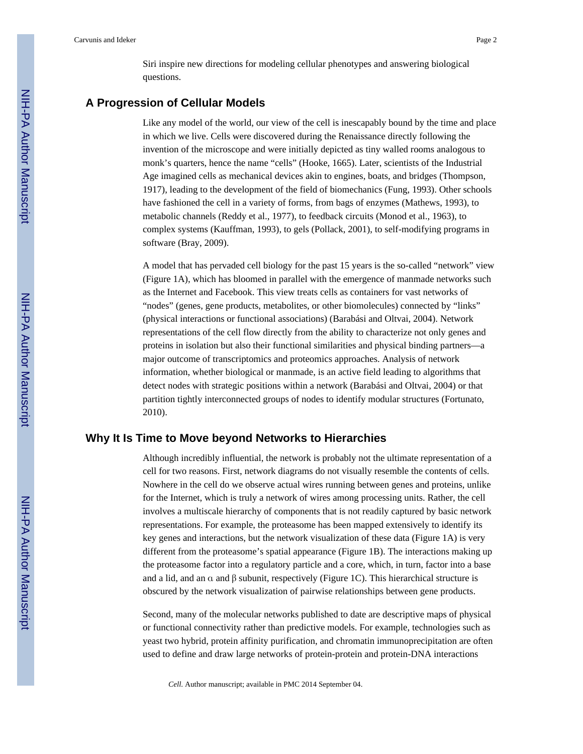Siri inspire new directions for modeling cellular phenotypes and answering biological questions.

## A Progression of Cellular Models

Like any model of the world, our view of the cell is inescapably bound by the time and place in which we live. Cells were discovered during the Renaissance directly following the invention of the microscope and were initially depicted as tiny walled rooms analogous to monk's quarters, hence the name "cells" (Hooke, 1665). Later, scientists of the Industrial Age imagined cells as mechanical devices akin to engines, boats, and bridges (Thompson, 1917), leading to the development of the field of biomechanics (Fung, 1993). Other schools have fashioned the cell in a variety of forms, from bags of enzymes (Mathews, 1993), to metabolic channels (Reddy et al., 1977), to feedback circuits (Monod et al., 1963), to complex systems (Kauffman, 1993), to gels (Pollack, 2001), to self-modifying programs in software (Bray, 2009).

A model that has pervaded cell biology for the past 15 years is the so-called "network" view (Figure 1A), which has bloomed in parallel with the emergence of manmade networks such as the Internet and Facebook. This view treats cells as containers for vast networks of "nodes" (genes, gene products, metabolites, or other biomolecules) connected by "links" (physical interactions or functional associations) (Barabási and Oltvai, 2004). Network representations of the cell flow directly from the ability to characterize not only genes and proteins in isolation but also their functional similarities and physical binding partners—a major outcome of transcriptomics and proteomics approaches. Analysis of network information, whether biological or manmade, is an active field leading to algorithms that detect nodes with strategic positions within a network (Barabási and Oltvai, 2004) or that partition tightly interconnected groups of nodes to identify modular structures (Fortunato, 2010).

## Why It Is Time to Move beyond Networks to Hierarchies

Although incredibly influential, the network is probably not the ultimate representation of a cell for two reasons. First, network diagrams do not visually resemble the contents of cells. Nowhere in the cell do we observe actual wires running between genes and proteins, unlike for the Internet, which is truly a network of wires among processing units. Rather, the cell involves a multiscale hierarchy of components that is not readily captured by basic network representations. For example, the proteasome has been mapped extensively to identify its key genes and interactions, but the network visualization of these data (Figure 1A) is very different from the proteasome's spatial appearance (Figure 1B). The interactions making up the proteasome factor into a regulatory particle and a core, which, in turn, factor into a base and a lid, and an $\alpha$ and $\beta$ subunit, respectively (Figure 1C). This hierarchical structure is obscured by the network visualization of pairwise relationships between gene products.

Second, many of the molecular networks published to date are descriptive maps of physical or functional connectivity rather than predictive models. For example, technologies such as yeast two hybrid, protein affinity purification, and chromatin immunoprecipitation are often used to define and draw large networks of protein-protein and protein-DNA interactions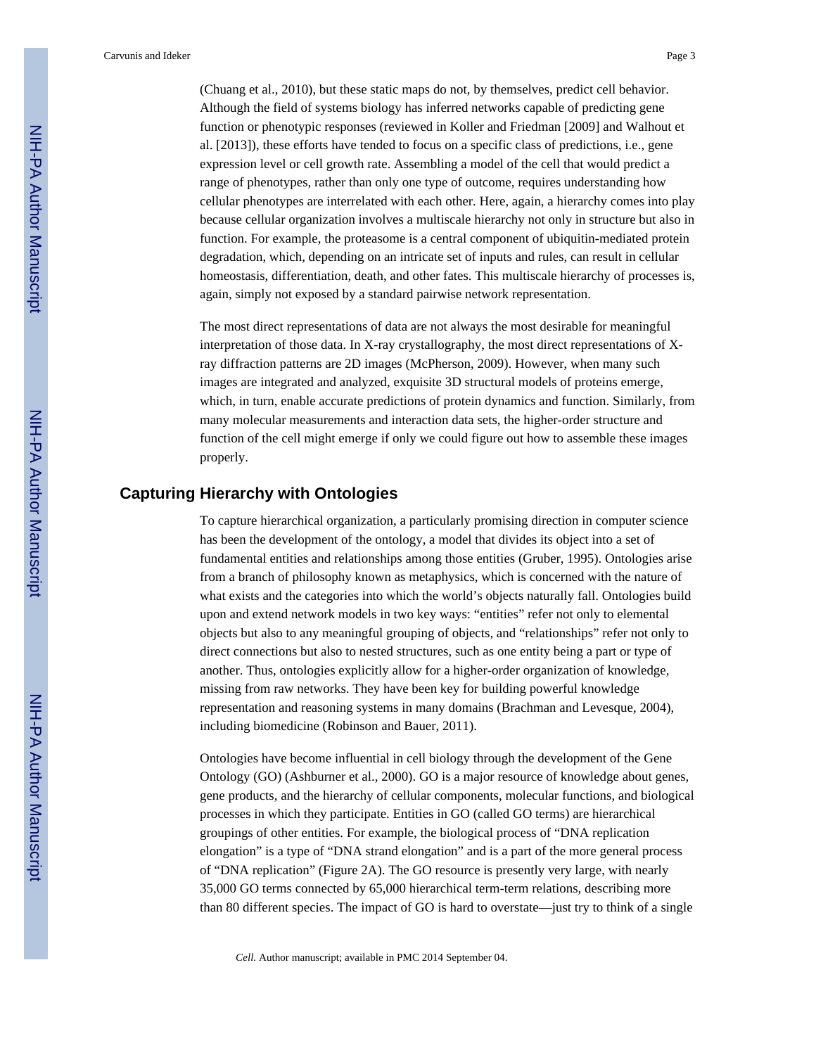(Chuang et al., 2010), but these static maps do not, by themselves, predict cell behavior. Although the field of systems biology has inferred networks capable of predicting gene function or phenotypic responses (reviewed in Koller and Friedman [2009] and Walhout et al. [2013]), these efforts have tended to focus on a specific class of predictions, i.e., gene expression level or cell growth rate. Assembling a model of the cell that would predict a range of phenotypes, rather than only one type of outcome, requires understanding how cellular phenotypes are interrelated with each other. Here, again, a hierarchy comes into play because cellular organization involves a multiscale hierarchy not only in structure but also in function. For example, the proteasome is a central component of ubiquitin-mediated protein degradation, which, depending on an intricate set of inputs and rules, can result in cellular homeostasis, differentiation, death, and other fates. This multiscale hierarchy of processes is, again, simply not exposed by a standard pairwise network representation.

The most direct representations of data are not always the most desirable for meaningful interpretation of those data. In X-ray crystallography, the most direct representations of X-ray diffraction patterns are 2D images (McPherson, 2009). However, when many such images are integrated and analyzed, exquisite 3D structural models of proteins emerge, which, in turn, enable accurate predictions of protein dynamics and function. Similarly, from many molecular measurements and interaction data sets, the higher-order structure and function of the cell might emerge if only we could figure out how to assemble these images properly.

## Capturing Hierarchy with Ontologies

To capture hierarchical organization, a particularly promising direction in computer science has been the development of the ontology, a model that divides its object into a set of fundamental entities and relationships among those entities (Gruber, 1995). Ontologies arise from a branch of philosophy known as metaphysics, which is concerned with the nature of what exists and the categories into which the world's objects naturally fall. Ontologies build upon and extend network models in two key ways: "entities" refer not only to elemental objects but also to any meaningful grouping of objects, and "relationships" refer not only to direct connections but also to nested structures, such as one entity being a part or type of another. Thus, ontologies explicitly allow for a higher-order organization of knowledge, missing from raw networks. They have been key for building powerful knowledge representation and reasoning systems in many domains (Brachman and Levesque, 2004), including biomedicine (Robinson and Bauer, 2011).

Ontologies have become influential in cell biology through the development of the Gene Ontology (GO) (Ashburner et al., 2000). GO is a major resource of knowledge about genes, gene products, and the hierarchy of cellular components, molecular functions, and biological processes in which they participate. Entities in GO (called GO terms) are hierarchical groupings of other entities. For example, the biological process of "DNA replication elongation" is a type of "DNA strand elongation" and is a part of the more general process of "DNA replication" (Figure 2A). The GO resource is presently very large, with nearly 35,000 GO terms connected by 65,000 hierarchical term-term relations, describing more than 80 different species. The impact of GO is hard to overstate—just try to think of a single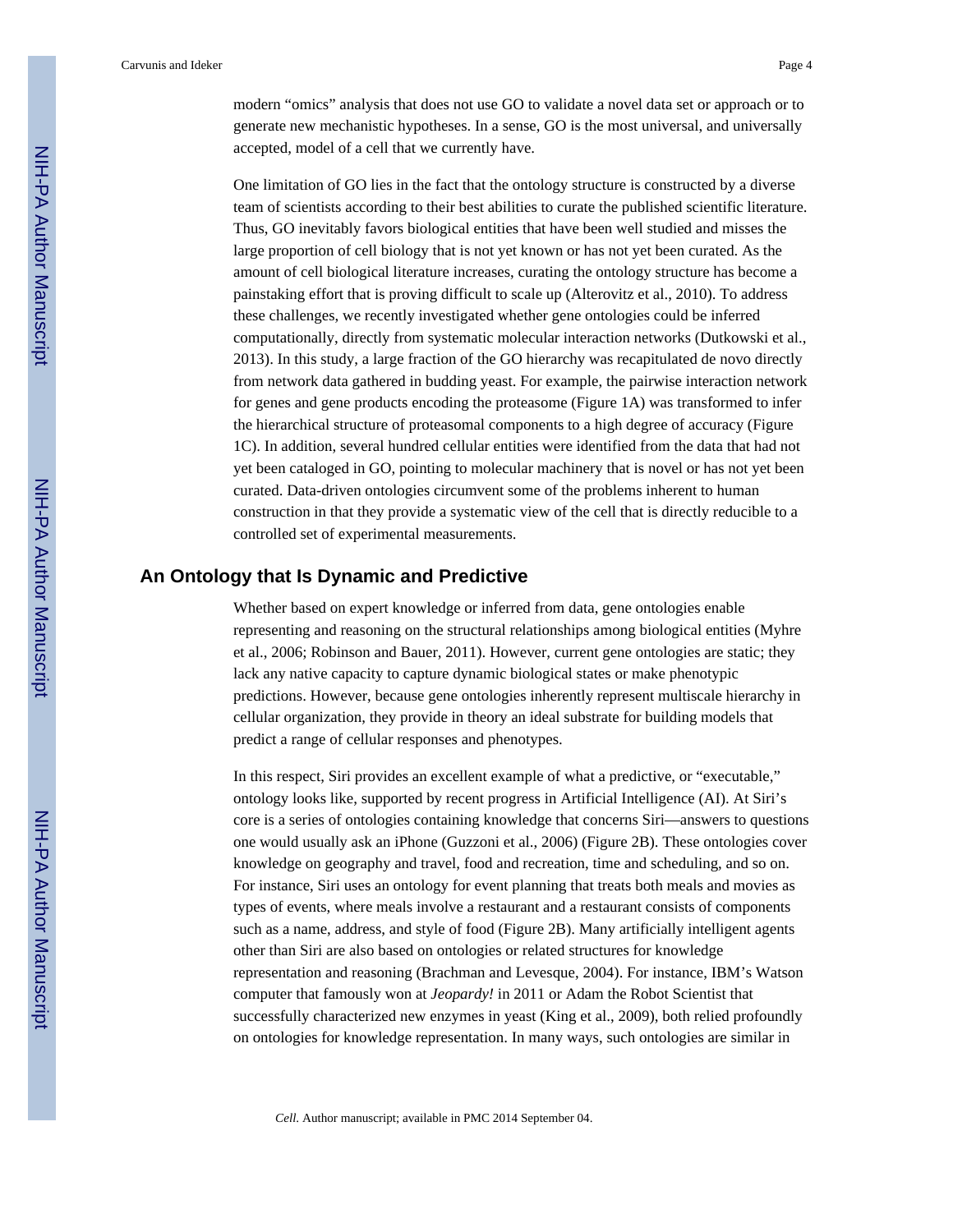modern "omics" analysis that does not use GO to validate a novel data set or approach or to generate new mechanistic hypotheses. In a sense, GO is the most universal, and universally accepted, model of a cell that we currently have.

One limitation of GO lies in the fact that the ontology structure is constructed by a diverse team of scientists according to their best abilities to curate the published scientific literature. Thus, GO inevitably favors biological entities that have been well studied and misses the large proportion of cell biology that is not yet known or has not yet been curated. As the amount of cell biological literature increases, curating the ontology structure has become a painstaking effort that is proving difficult to scale up (Alterovitz et al., 2010). To address these challenges, we recently investigated whether gene ontologies could be inferred computationally, directly from systematic molecular interaction networks (Dutkowski et al., 2013). In this study, a large fraction of the GO hierarchy was recapitulated de novo directly from network data gathered in budding yeast. For example, the pairwise interaction network for genes and gene products encoding the proteasome (Figure 1A) was transformed to infer the hierarchical structure of proteasomal components to a high degree of accuracy (Figure 1C). In addition, several hundred cellular entities were identified from the data that had not yet been cataloged in GO, pointing to molecular machinery that is novel or has not yet been curated. Data-driven ontologies circumvent some of the problems inherent to human construction in that they provide a systematic view of the cell that is directly reducible to a controlled set of experimental measurements.

## An Ontology that Is Dynamic and Predictive

Whether based on expert knowledge or inferred from data, gene ontologies enable representing and reasoning on the structural relationships among biological entities (Myhre et al., 2006; Robinson and Bauer, 2011). However, current gene ontologies are static; they lack any native capacity to capture dynamic biological states or make phenotypic predictions. However, because gene ontologies inherently represent multiscale hierarchy in cellular organization, they provide in theory an ideal substrate for building models that predict a range of cellular responses and phenotypes.

In this respect, Siri provides an excellent example of what a predictive, or "executable," ontology looks like, supported by recent progress in Artificial Intelligence (AI). At Siri's core is a series of ontologies containing knowledge that concerns Siri—answers to questions one would usually ask an iPhone (Guzzoni et al., 2006) (Figure 2B). These ontologies cover knowledge on geography and travel, food and recreation, time and scheduling, and so on. For instance, Siri uses an ontology for event planning that treats both meals and movies as types of events, where meals involve a restaurant and a restaurant consists of components such as a name, address, and style of food (Figure 2B). Many artificially intelligent agents other than Siri are also based on ontologies or related structures for knowledge representation and reasoning (Brachman and Levesque, 2004). For instance, IBM's Watson computer that famously won at *Jeopardy!* in 2011 or Adam the Robot Scientist that successfully characterized new enzymes in yeast (King et al., 2009), both relied profoundly on ontologies for knowledge representation. In many ways, such ontologies are similar in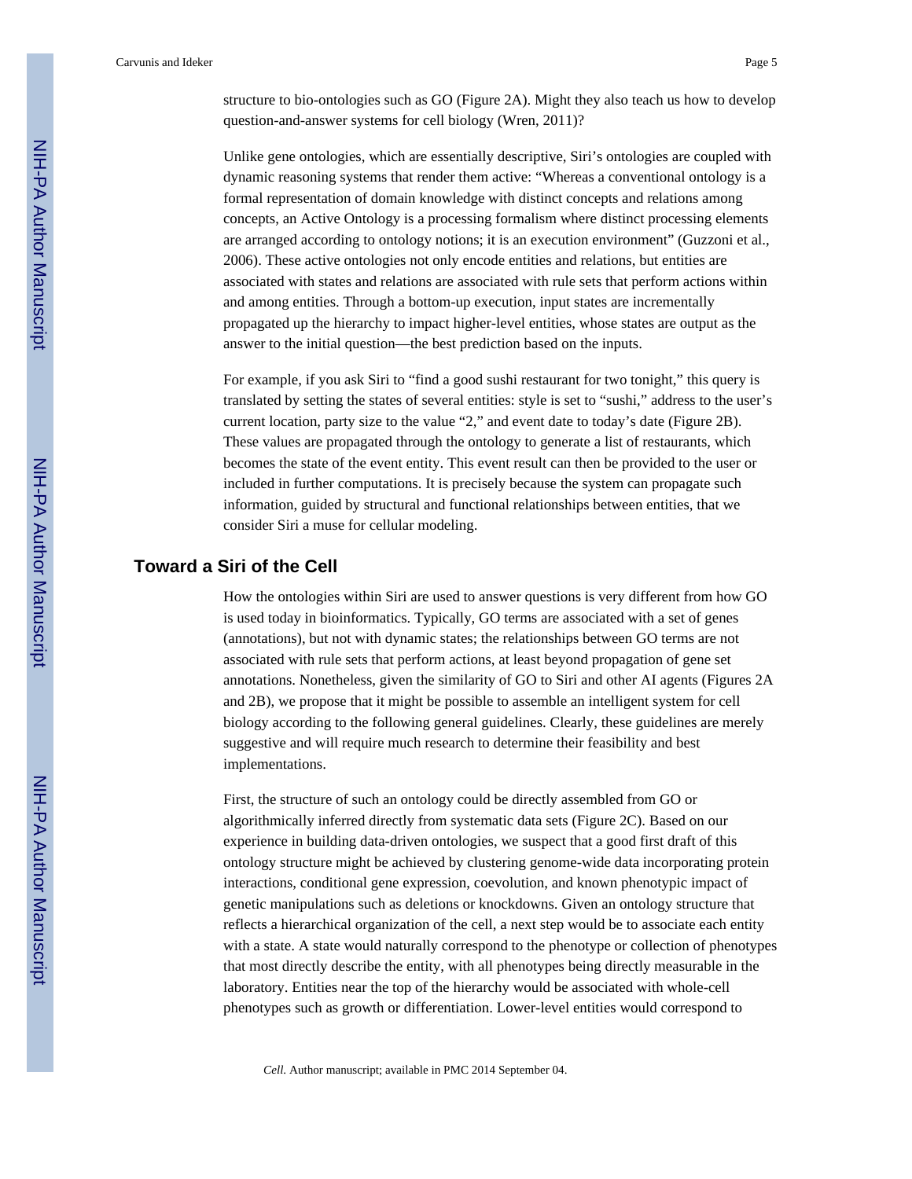structure to bio-ontologies such as GO (Figure 2A). Might they also teach us how to develop question-and-answer systems for cell biology (Wren, 2011)?

Unlike gene ontologies, which are essentially descriptive, Siri's ontologies are coupled with dynamic reasoning systems that render them active: "Whereas a conventional ontology is a formal representation of domain knowledge with distinct concepts and relations among concepts, an Active Ontology is a processing formalism where distinct processing elements are arranged according to ontology notions; it is an execution environment" (Guzzoni et al., 2006). These active ontologies not only encode entities and relations, but entities are associated with states and relations are associated with rule sets that perform actions within and among entities. Through a bottom-up execution, input states are incrementally propagated up the hierarchy to impact higher-level entities, whose states are output as the answer to the initial question—the best prediction based on the inputs.

For example, if you ask Siri to "find a good sushi restaurant for two tonight," this query is translated by setting the states of several entities: style is set to "sushi," address to the user's current location, party size to the value "2," and event date to today's date (Figure 2B). These values are propagated through the ontology to generate a list of restaurants, which becomes the state of the event entity. This event result can then be provided to the user or included in further computations. It is precisely because the system can propagate such information, guided by structural and functional relationships between entities, that we consider Siri a muse for cellular modeling.

## Toward a Siri of the Cell

How the ontologies within Siri are used to answer questions is very different from how GO is used today in bioinformatics. Typically, GO terms are associated with a set of genes (annotations), but not with dynamic states; the relationships between GO terms are not associated with rule sets that perform actions, at least beyond propagation of gene set annotations. Nonetheless, given the similarity of GO to Siri and other AI agents (Figures 2A and 2B), we propose that it might be possible to assemble an intelligent system for cell biology according to the following general guidelines. Clearly, these guidelines are merely suggestive and will require much research to determine their feasibility and best implementations.

First, the structure of such an ontology could be directly assembled from GO or algorithmically inferred directly from systematic data sets (Figure 2C). Based on our experience in building data-driven ontologies, we suspect that a good first draft of this ontology structure might be achieved by clustering genome-wide data incorporating protein interactions, conditional gene expression, coevolution, and known phenotypic impact of genetic manipulations such as deletions or knockdowns. Given an ontology structure that reflects a hierarchical organization of the cell, a next step would be to associate each entity with a state. A state would naturally correspond to the phenotype or collection of phenotypes that most directly describe the entity, with all phenotypes being directly measurable in the laboratory. Entities near the top of the hierarchy would be associated with whole-cell phenotypes such as growth or differentiation. Lower-level entities would correspond to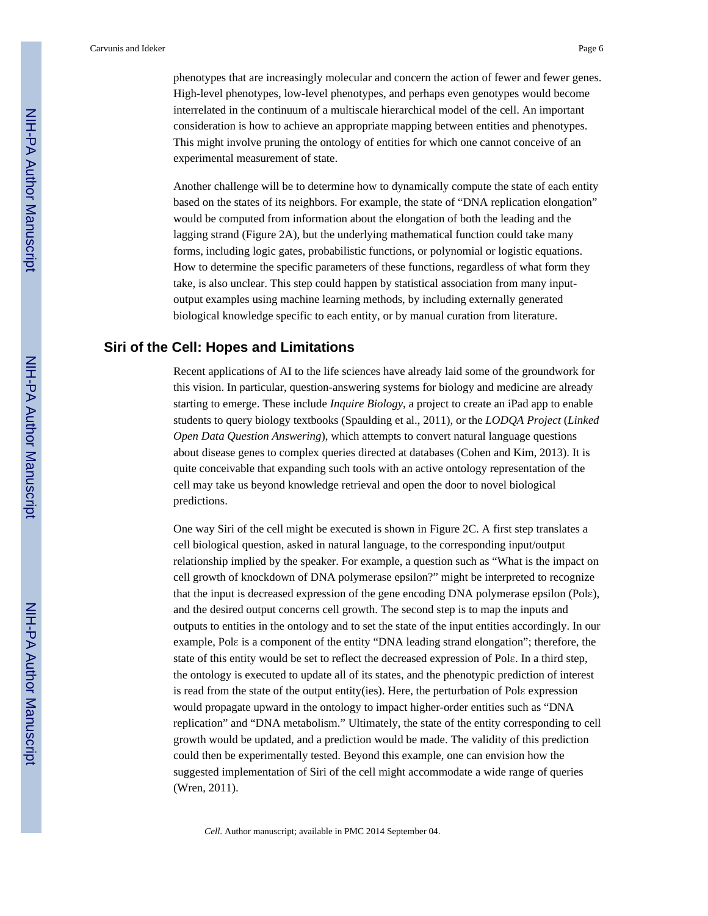phenotypes that are increasingly molecular and concern the action of fewer and fewer genes. High-level phenotypes, low-level phenotypes, and perhaps even genotypes would become interrelated in the continuum of a multiscale hierarchical model of the cell. An important consideration is how to achieve an appropriate mapping between entities and phenotypes. This might involve pruning the ontology of entities for which one cannot conceive of an experimental measurement of state.

Another challenge will be to determine how to dynamically compute the state of each entity based on the states of its neighbors. For example, the state of "DNA replication elongation" would be computed from information about the elongation of both the leading and the lagging strand (Figure 2A), but the underlying mathematical function could take many forms, including logic gates, probabilistic functions, or polynomial or logistic equations. How to determine the specific parameters of these functions, regardless of what form they take, is also unclear. This step could happen by statistical association from many input-output examples using machine learning methods, by including externally generated biological knowledge specific to each entity, or by manual curation from literature.

## Siri of the Cell: Hopes and Limitations

Recent applications of AI to the life sciences have already laid some of the groundwork for this vision. In particular, question-answering systems for biology and medicine are already starting to emerge. These include *Inquire Biology*, a project to create an iPad app to enable students to query biology textbooks (Spaulding et al., 2011), or the *LODQA Project* (*Linked Open Data Question Answering*), which attempts to convert natural language questions about disease genes to complex queries directed at databases (Cohen and Kim, 2013). It is quite conceivable that expanding such tools with an active ontology representation of the cell may take us beyond knowledge retrieval and open the door to novel biological predictions.

One way Siri of the cell might be executed is shown in Figure 2C. A first step translates a cell biological question, asked in natural language, to the corresponding input/output relationship implied by the speaker. For example, a question such as "What is the impact on cell growth of knockdown of DNA polymerase epsilon?" might be interpreted to recognize that the input is decreased expression of the gene encoding DNA polymerase epsilon (Polε), and the desired output concerns cell growth. The second step is to map the inputs and outputs to entities in the ontology and to set the state of the input entities accordingly. In our example, Polε is a component of the entity "DNA leading strand elongation"; therefore, the state of this entity would be set to reflect the decreased expression of Polε. In a third step, the ontology is executed to update all of its states, and the phenotypic prediction of interest is read from the state of the output entity(ies). Here, the perturbation of Polε expression would propagate upward in the ontology to impact higher-order entities such as "DNA replication" and "DNA metabolism." Ultimately, the state of the entity corresponding to cell growth would be updated, and a prediction would be made. The validity of this prediction could then be experimentally tested. Beyond this example, one can envision how the suggested implementation of Siri of the cell might accommodate a wide range of queries (Wren, 2011).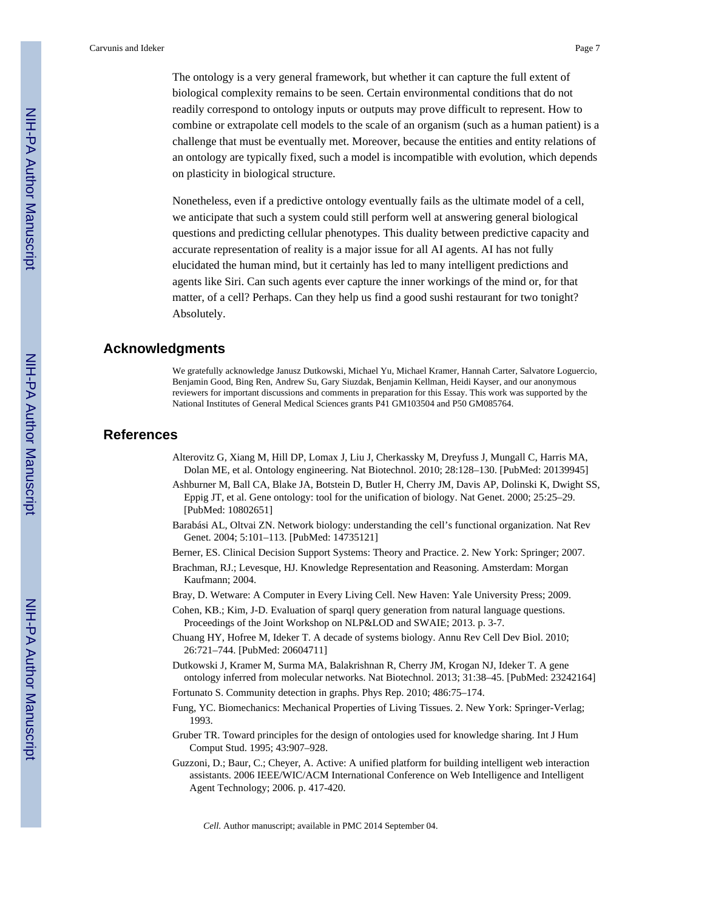The ontology is a very general framework, but whether it can capture the full extent of biological complexity remains to be seen. Certain environmental conditions that do not readily correspond to ontology inputs or outputs may prove difficult to represent. How to combine or extrapolate cell models to the scale of an organism (such as a human patient) is a challenge that must be eventually met. Moreover, because the entities and entity relations of an ontology are typically fixed, such a model is incompatible with evolution, which depends on plasticity in biological structure.

Nonetheless, even if a predictive ontology eventually fails as the ultimate model of a cell, we anticipate that such a system could still perform well at answering general biological questions and predicting cellular phenotypes. This duality between predictive capacity and accurate representation of reality is a major issue for all AI agents. AI has not fully elucidated the human mind, but it certainly has led to many intelligent predictions and agents like Siri. Can such agents ever capture the inner workings of the mind or, for that matter, of a cell? Perhaps. Can they help us find a good sushi restaurant for two tonight? Absolutely.

## Acknowledgments

We gratefully acknowledge Janusz Dutkowski, Michael Yu, Michael Kramer, Hannah Carter, Salvatore Loguercio, Benjamin Good, Bing Ren, Andrew Su, Gary Siuzdak, Benjamin Kellman, Heidi Kayser, and our anonymous reviewers for important discussions and comments in preparation for this Essay. This work was supported by the National Institutes of General Medical Sciences grants P41 GM103504 and P50 GM085764.

## References

Alterovitz G, Xiang M, Hill DP, Lomax J, Liu J, Cherkassky M, Dreyfuss J, Mungall C, Harris MA, Dolan ME, et al. Ontology engineering. Nat Biotechnol. 2010; 28:128–130. [PubMed: 20139945]

Ashburner M, Ball CA, Blake JA, Botstein D, Butler H, Cherry JM, Davis AP, Dolinski K, Dwight SS, Eppig JT, et al. Gene ontology: tool for the unification of biology. Nat Genet. 2000; 25:25–29. [PubMed: 10802651]

Barabási AL, Oltvai ZN. Network biology: understanding the cell's functional organization. Nat Rev Genet. 2004; 5:101–113. [PubMed: 14735121]

Berner, ES. Clinical Decision Support Systems: Theory and Practice. 2. New York: Springer; 2007.

Brachman, RJ.; Levesque, HJ. Knowledge Representation and Reasoning. Amsterdam: Morgan Kaufmann; 2004.

Bray, D. Wetware: A Computer in Every Living Cell. New Haven: Yale University Press; 2009.

Cohen, KB.; Kim, J-D. Evaluation of sparql query generation from natural language questions. Proceedings of the Joint Workshop on NLP&LOD and SWAIE; 2013. p. 3-7.

Chuang HY, Hofree M, Ideker T. A decade of systems biology. Annu Rev Cell Dev Biol. 2010; 26:721–744. [PubMed: 20604711]

Dutkowski J, Kramer M, Surma MA, Balakrishnan R, Cherry JM, Krogan NJ, Ideker T. A gene ontology inferred from molecular networks. Nat Biotechnol. 2013; 31:38–45. [PubMed: 23242164]

Fortunato S. Community detection in graphs. Phys Rep. 2010; 486:75–174.

Fung, YC. Biomechanics: Mechanical Properties of Living Tissues. 2. New York: Springer-Verlag; 1993.

Gruber TR. Toward principles for the design of ontologies used for knowledge sharing. Int J Hum Comput Stud. 1995; 43:907–928.

Guzzoni, D.; Baur, C.; Cheyer, A. Active: A unified platform for building intelligent web interaction assistants. 2006 IEEE/WIC/ACM International Conference on Web Intelligence and Intelligent Agent Technology; 2006. p. 417-420.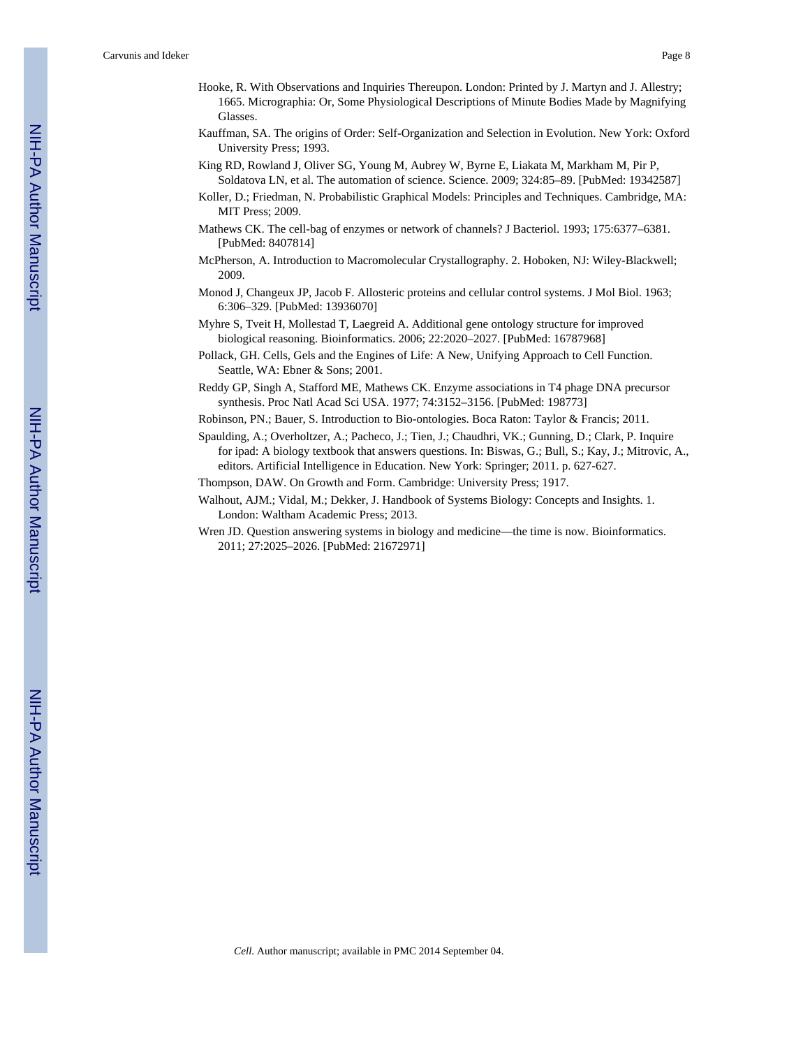Hooke, R. With Observations and Inquiries Thereupon. London: Printed by J. Martyn and J. Allestry; 1665. Micrographia: Or, Some Physiological Descriptions of Minute Bodies Made by Magnifying Glasses.

Kauffman, SA. The origins of Order: Self-Organization and Selection in Evolution. New York: Oxford University Press; 1993.

King RD, Rowland J, Oliver SG, Young M, Aubrey W, Byrne E, Liakata M, Markham M, Pir P, Soldatova LN, et al. The automation of science. Science. 2009; 324:85–89. [PubMed: 19342587]

Koller, D.; Friedman, N. Probabilistic Graphical Models: Principles and Techniques. Cambridge, MA: MIT Press; 2009.

Mathews CK. The cell-bag of enzymes or network of channels? J Bacteriol. 1993; 175:6377–6381. [PubMed: 8407814]

McPherson, A. Introduction to Macromolecular Crystallography. 2. Hoboken, NJ: Wiley-Blackwell; 2009.

Monod J, Changeux JP, Jacob F. Allosteric proteins and cellular control systems. J Mol Biol. 1963; 6:306–329. [PubMed: 13936070]

Myhre S, Tveit H, Mollestad T, Laegreid A. Additional gene ontology structure for improved biological reasoning. Bioinformatics. 2006; 22:2020–2027. [PubMed: 16787968]

Pollack, GH. Cells, Gels and the Engines of Life: A New, Unifying Approach to Cell Function. Seattle, WA: Ebner & Sons; 2001.

Reddy GP, Singh A, Stafford ME, Mathews CK. Enzyme associations in T4 phage DNA precursor synthesis. Proc Natl Acad Sci USA. 1977; 74:3152–3156. [PubMed: 198773]

Robinson, PN.; Bauer, S. Introduction to Bio-ontologies. Boca Raton: Taylor & Francis; 2011.

Spaulding, A.; Overholtzer, A.; Pacheco, J.; Tien, J.; Chaudhri, VK.; Gunning, D.; Clark, P. Inquire for ipad: A biology textbook that answers questions. In: Biswas, G.; Bull, S.; Kay, J.; Mitrovic, A., editors. Artificial Intelligence in Education. New York: Springer; 2011. p. 627-627.

Thompson, DAW. On Growth and Form. Cambridge: University Press; 1917.

Walhout, AJM.; Vidal, M.; Dekker, J. Handbook of Systems Biology: Concepts and Insights. 1. London: Waltham Academic Press; 2013.

Wren JD. Question answering systems in biology and medicine—the time is now. Bioinformatics. 2011; 27:2025–2026. [PubMed: 21672971]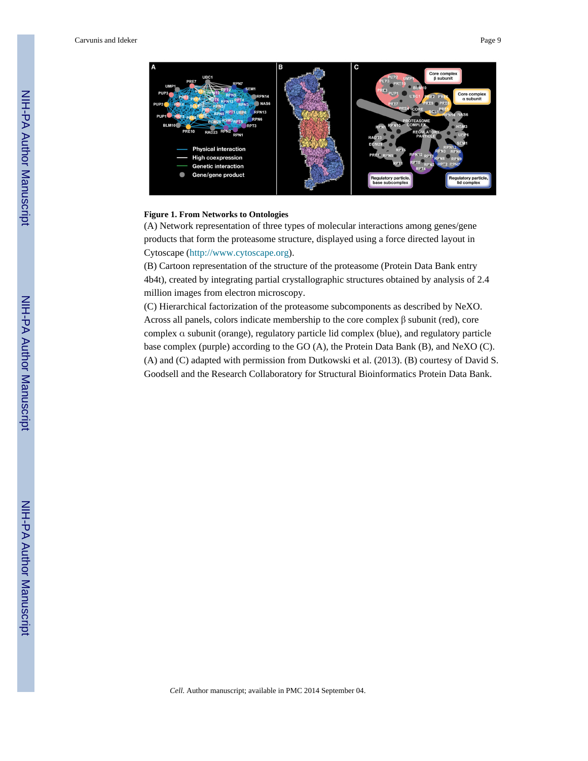**Figure 1. From Networks to Ontologies**

(A) Network representation of three types of molecular interactions among genes/gene products that form the proteasome structure, displayed using a force directed layout in Cytoscape (http://www.cytoscape.org).

(B) Cartoon representation of the structure of the proteasome (Protein Data Bank entry 4b4t), created by integrating partial crystallographic structures obtained by analysis of 2.4 million images from electron microscopy.

(C) Hierarchical factorization of the proteasome subcomponents as described by NeXO. Across all panels, colors indicate membership to the core complex β subunit (red), core complex α subunit (orange), regulatory particle lid complex (blue), and regulatory particle base complex (purple) according to the GO (A), the Protein Data Bank (B), and NeXO (C). (A) and (C) adapted with permission from Dutkowski et al. (2013). (B) courtesy of David S. Goodsell and the Research Collaboratory for Structural Bioinformatics Protein Data Bank.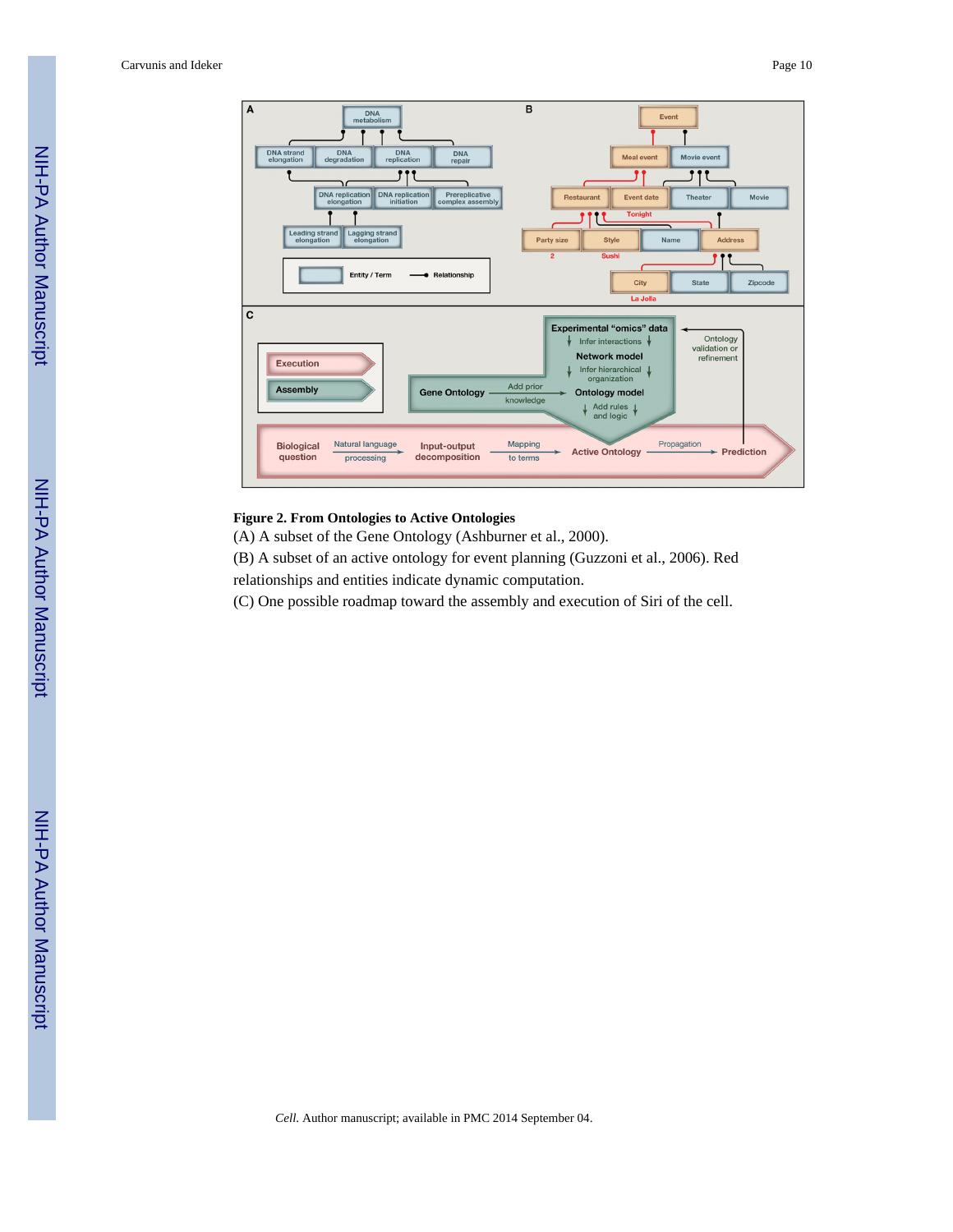**Figure 2. From Ontologies to Active Ontologies**

(A) A subset of the Gene Ontology (Ashburner et al., 2000).

(B) A subset of an active ontology for event planning (Guzzoni et al., 2006). Red relationships and entities indicate dynamic computation.

(C) One possible roadmap toward the assembly and execution of Siri of the cell.